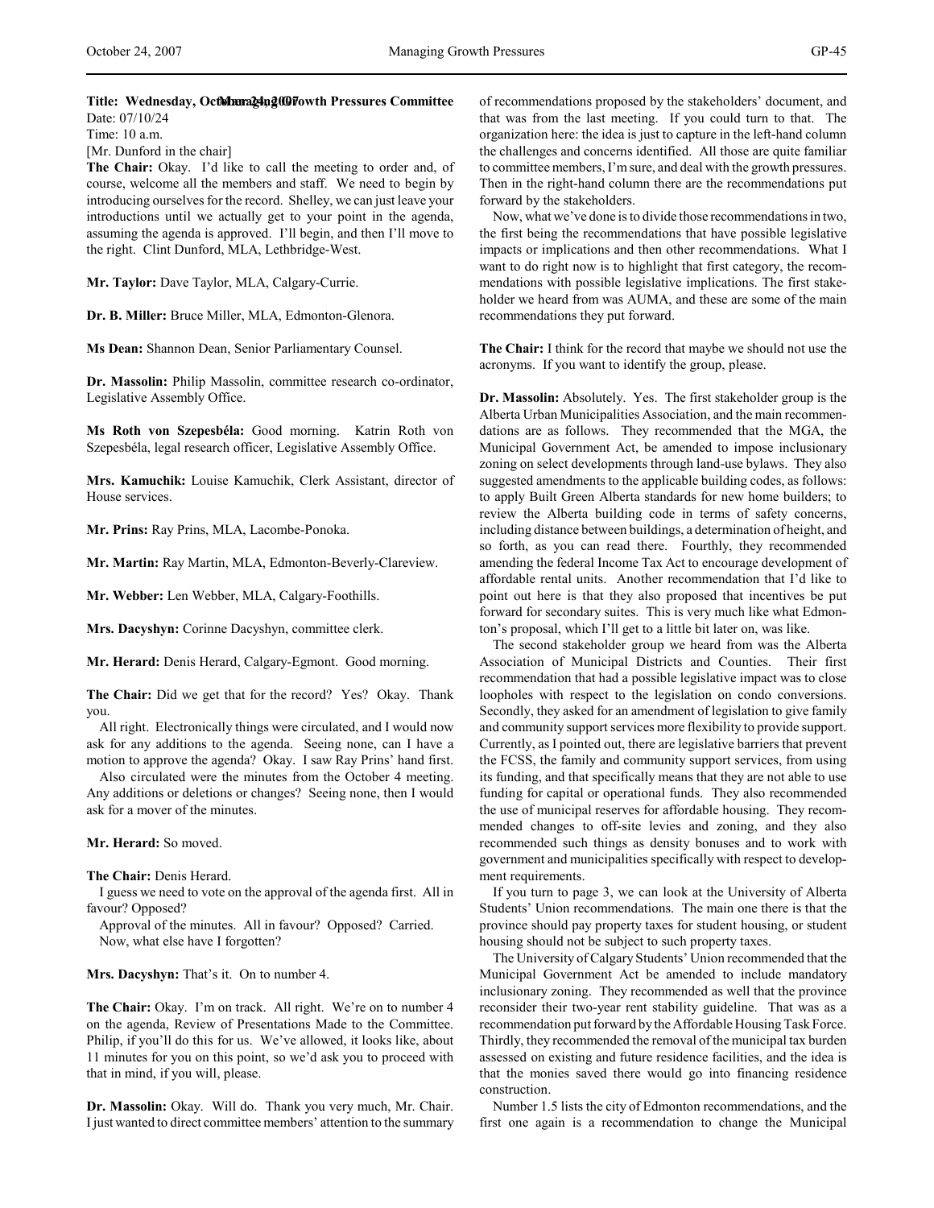**Title: Wednesday, October 24, 2007 Managing Growth Pressures Committee**
Date: 07/10/24
Time: 10 a.m.
[Mr. Dunford in the chair]

**The Chair:** Okay. I'd like to call the meeting to order and, of course, welcome all the members and staff. We need to begin by introducing ourselves for the record. Shelley, we can just leave your introductions until we actually get to your point in the agenda, assuming the agenda is approved. I'll begin, and then I'll move to the right. Clint Dunford, MLA, Lethbridge-West.

**Mr. Taylor:** Dave Taylor, MLA, Calgary-Currie.

**Dr. B. Miller:** Bruce Miller, MLA, Edmonton-Glenora.

**Ms Dean:** Shannon Dean, Senior Parliamentary Counsel.

**Dr. Massolin:** Philip Massolin, committee research co-ordinator, Legislative Assembly Office.

**Ms Roth von Szepesbéla:** Good morning. Katrin Roth von Szepesbéla, legal research officer, Legislative Assembly Office.

**Mrs. Kamuchik:** Louise Kamuchik, Clerk Assistant, director of House services.

**Mr. Prins:** Ray Prins, MLA, Lacombe-Ponoka.

**Mr. Martin:** Ray Martin, MLA, Edmonton-Beverly-Clareview.

**Mr. Webber:** Len Webber, MLA, Calgary-Foothills.

**Mrs. Dacyshyn:** Corinne Dacyshyn, committee clerk.

**Mr. Herard:** Denis Herard, Calgary-Egmont. Good morning.

**The Chair:** Did we get that for the record? Yes? Okay. Thank you.

All right. Electronically things were circulated, and I would now ask for any additions to the agenda. Seeing none, can I have a motion to approve the agenda? Okay. I saw Ray Prins' hand first.

Also circulated were the minutes from the October 4 meeting. Any additions or deletions or changes? Seeing none, then I would ask for a mover of the minutes.

**Mr. Herard:** So moved.

**The Chair:** Denis Herard.

I guess we need to vote on the approval of the agenda first. All in favour? Opposed?

Approval of the minutes. All in favour? Opposed? Carried.

Now, what else have I forgotten?

**Mrs. Dacyshyn:** That's it. On to number 4.

**The Chair:** Okay. I'm on track. All right. We're on to number 4 on the agenda, Review of Presentations Made to the Committee. Philip, if you'll do this for us. We've allowed, it looks like, about 11 minutes for you on this point, so we'd ask you to proceed with that in mind, if you will, please.

**Dr. Massolin:** Okay. Will do. Thank you very much, Mr. Chair. I just wanted to direct committee members' attention to the summary of recommendations proposed by the stakeholders' document, and that was from the last meeting. If you could turn to that. The organization here: the idea is just to capture in the left-hand column the challenges and concerns identified. All those are quite familiar to committee members, I'm sure, and deal with the growth pressures. Then in the right-hand column there are the recommendations put forward by the stakeholders.

Now, what we've done is to divide those recommendations in two, the first being the recommendations that have possible legislative impacts or implications and then other recommendations. What I want to do right now is to highlight that first category, the recommendations with possible legislative implications. The first stakeholder we heard from was AUMA, and these are some of the main recommendations they put forward.

**The Chair:** I think for the record that maybe we should not use the acronyms. If you want to identify the group, please.

**Dr. Massolin:** Absolutely. Yes. The first stakeholder group is the Alberta Urban Municipalities Association, and the main recommendations are as follows. They recommended that the MGA, the Municipal Government Act, be amended to impose inclusionary zoning on select developments through land-use bylaws. They also suggested amendments to the applicable building codes, as follows: to apply Built Green Alberta standards for new home builders; to review the Alberta building code in terms of safety concerns, including distance between buildings, a determination of height, and so forth, as you can read there. Fourthly, they recommended amending the federal Income Tax Act to encourage development of affordable rental units. Another recommendation that I'd like to point out here is that they also proposed that incentives be put forward for secondary suites. This is very much like what Edmonton's proposal, which I'll get to a little bit later on, was like.

The second stakeholder group we heard from was the Alberta Association of Municipal Districts and Counties. Their first recommendation that had a possible legislative impact was to close loopholes with respect to the legislation on condo conversions. Secondly, they asked for an amendment of legislation to give family and community support services more flexibility to provide support. Currently, as I pointed out, there are legislative barriers that prevent the FCSS, the family and community support services, from using its funding, and that specifically means that they are not able to use funding for capital or operational funds. They also recommended the use of municipal reserves for affordable housing. They recommended changes to off-site levies and zoning, and they also recommended such things as density bonuses and to work with government and municipalities specifically with respect to development requirements.

If you turn to page 3, we can look at the University of Alberta Students' Union recommendations. The main one there is that the province should pay property taxes for student housing, or student housing should not be subject to such property taxes.

The University of Calgary Students' Union recommended that the Municipal Government Act be amended to include mandatory inclusionary zoning. They recommended as well that the province reconsider their two-year rent stability guideline. That was as a recommendation put forward by the Affordable Housing Task Force. Thirdly, they recommended the removal of the municipal tax burden assessed on existing and future residence facilities, and the idea is that the monies saved there would go into financing residence construction.

Number 1.5 lists the city of Edmonton recommendations, and the first one again is a recommendation to change the Municipal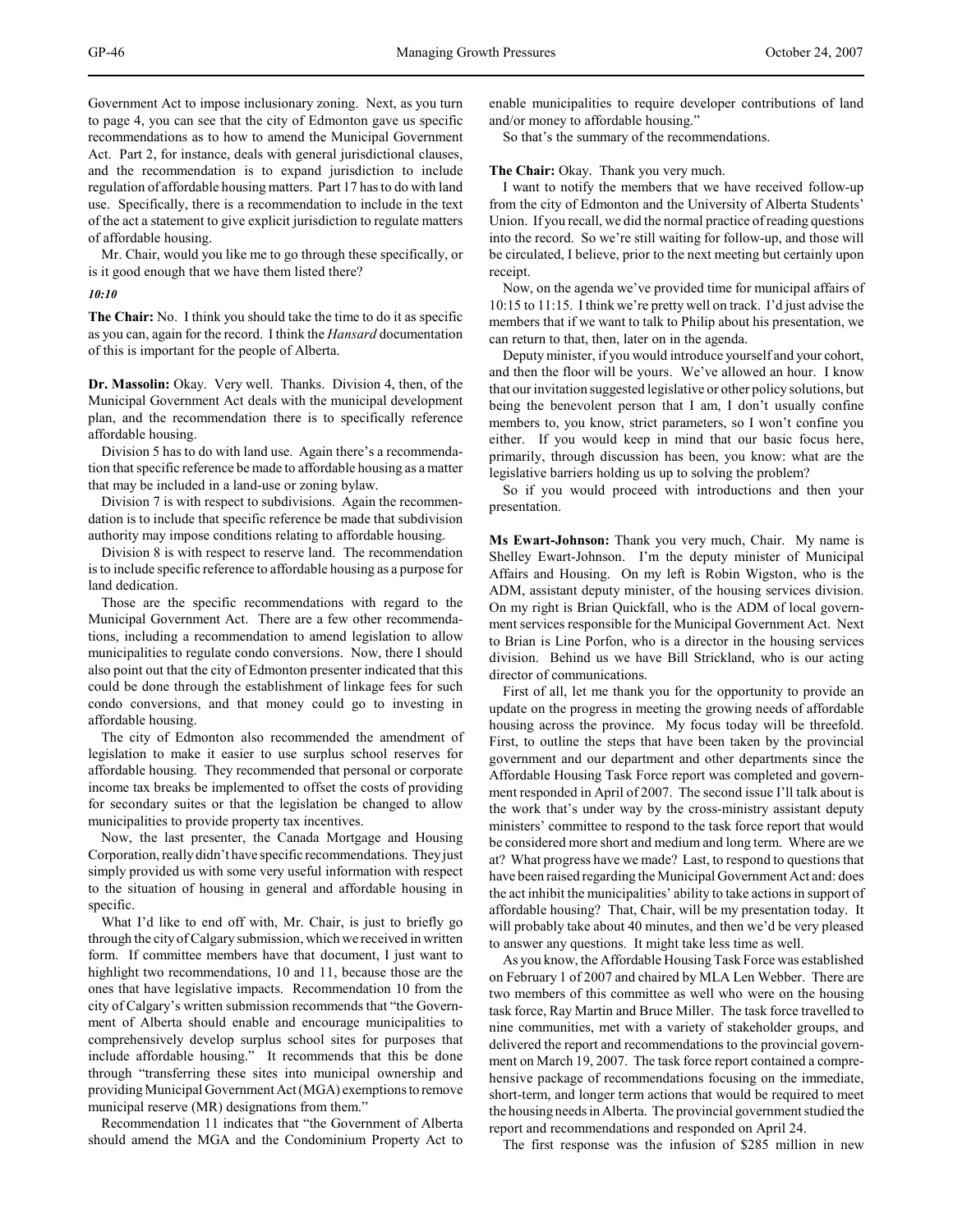Government Act to impose inclusionary zoning. Next, as you turn to page 4, you can see that the city of Edmonton gave us specific recommendations as to how to amend the Municipal Government Act. Part 2, for instance, deals with general jurisdictional clauses, and the recommendation is to expand jurisdiction to include regulation of affordable housing matters. Part 17 has to do with land use. Specifically, there is a recommendation to include in the text of the act a statement to give explicit jurisdiction to regulate matters of affordable housing.

Mr. Chair, would you like me to go through these specifically, or is it good enough that we have them listed there?

*10:10*

**The Chair:** No. I think you should take the time to do it as specific as you can, again for the record. I think the *Hansard* documentation of this is important for the people of Alberta.

**Dr. Massolin:** Okay. Very well. Thanks. Division 4, then, of the Municipal Government Act deals with the municipal development plan, and the recommendation there is to specifically reference affordable housing.

Division 5 has to do with land use. Again there's a recommendation that specific reference be made to affordable housing as a matter that may be included in a land-use or zoning bylaw.

Division 7 is with respect to subdivisions. Again the recommendation is to include that specific reference be made that subdivision authority may impose conditions relating to affordable housing.

Division 8 is with respect to reserve land. The recommendation is to include specific reference to affordable housing as a purpose for land dedication.

Those are the specific recommendations with regard to the Municipal Government Act. There are a few other recommendations, including a recommendation to amend legislation to allow municipalities to regulate condo conversions. Now, there I should also point out that the city of Edmonton presenter indicated that this could be done through the establishment of linkage fees for such condo conversions, and that money could go to investing in affordable housing.

The city of Edmonton also recommended the amendment of legislation to make it easier to use surplus school reserves for affordable housing. They recommended that personal or corporate income tax breaks be implemented to offset the costs of providing for secondary suites or that the legislation be changed to allow municipalities to provide property tax incentives.

Now, the last presenter, the Canada Mortgage and Housing Corporation, really didn't have specific recommendations. They just simply provided us with some very useful information with respect to the situation of housing in general and affordable housing in specific.

What I'd like to end off with, Mr. Chair, is just to briefly go through the city of Calgary submission, which we received in written form. If committee members have that document, I just want to highlight two recommendations, 10 and 11, because those are the ones that have legislative impacts. Recommendation 10 from the city of Calgary's written submission recommends that "the Government of Alberta should enable and encourage municipalities to comprehensively develop surplus school sites for purposes that include affordable housing." It recommends that this be done through "transferring these sites into municipal ownership and providing Municipal Government Act (MGA) exemptions to remove municipal reserve (MR) designations from them."

Recommendation 11 indicates that "the Government of Alberta should amend the MGA and the Condominium Property Act to enable municipalities to require developer contributions of land and/or money to affordable housing."

So that's the summary of the recommendations.

**The Chair:** Okay. Thank you very much.

I want to notify the members that we have received follow-up from the city of Edmonton and the University of Alberta Students' Union. If you recall, we did the normal practice of reading questions into the record. So we're still waiting for follow-up, and those will be circulated, I believe, prior to the next meeting but certainly upon receipt.

Now, on the agenda we've provided time for municipal affairs of 10:15 to 11:15. I think we're pretty well on track. I'd just advise the members that if we want to talk to Philip about his presentation, we can return to that, then, later on in the agenda.

Deputy minister, if you would introduce yourself and your cohort, and then the floor will be yours. We've allowed an hour. I know that our invitation suggested legislative or other policy solutions, but being the benevolent person that I am, I don't usually confine members to, you know, strict parameters, so I won't confine you either. If you would keep in mind that our basic focus here, primarily, through discussion has been, you know: what are the legislative barriers holding us up to solving the problem?

So if you would proceed with introductions and then your presentation.

**Ms Ewart-Johnson:** Thank you very much, Chair. My name is Shelley Ewart-Johnson. I'm the deputy minister of Municipal Affairs and Housing. On my left is Robin Wigston, who is the ADM, assistant deputy minister, of the housing services division. On my right is Brian Quickfall, who is the ADM of local government services responsible for the Municipal Government Act. Next to Brian is Line Porfon, who is a director in the housing services division. Behind us we have Bill Strickland, who is our acting director of communications.

First of all, let me thank you for the opportunity to provide an update on the progress in meeting the growing needs of affordable housing across the province. My focus today will be threefold. First, to outline the steps that have been taken by the provincial government and our department and other departments since the Affordable Housing Task Force report was completed and government responded in April of 2007. The second issue I'll talk about is the work that's under way by the cross-ministry assistant deputy ministers' committee to respond to the task force report that would be considered more short and medium and long term. Where are we at? What progress have we made? Last, to respond to questions that have been raised regarding the Municipal Government Act and: does the act inhibit the municipalities' ability to take actions in support of affordable housing? That, Chair, will be my presentation today. It will probably take about 40 minutes, and then we'd be very pleased to answer any questions. It might take less time as well.

As you know, the Affordable Housing Task Force was established on February 1 of 2007 and chaired by MLA Len Webber. There are two members of this committee as well who were on the housing task force, Ray Martin and Bruce Miller. The task force travelled to nine communities, met with a variety of stakeholder groups, and delivered the report and recommendations to the provincial government on March 19, 2007. The task force report contained a comprehensive package of recommendations focusing on the immediate, short-term, and longer term actions that would be required to meet the housing needs in Alberta. The provincial government studied the report and recommendations and responded on April 24.

The first response was the infusion of $285 million in new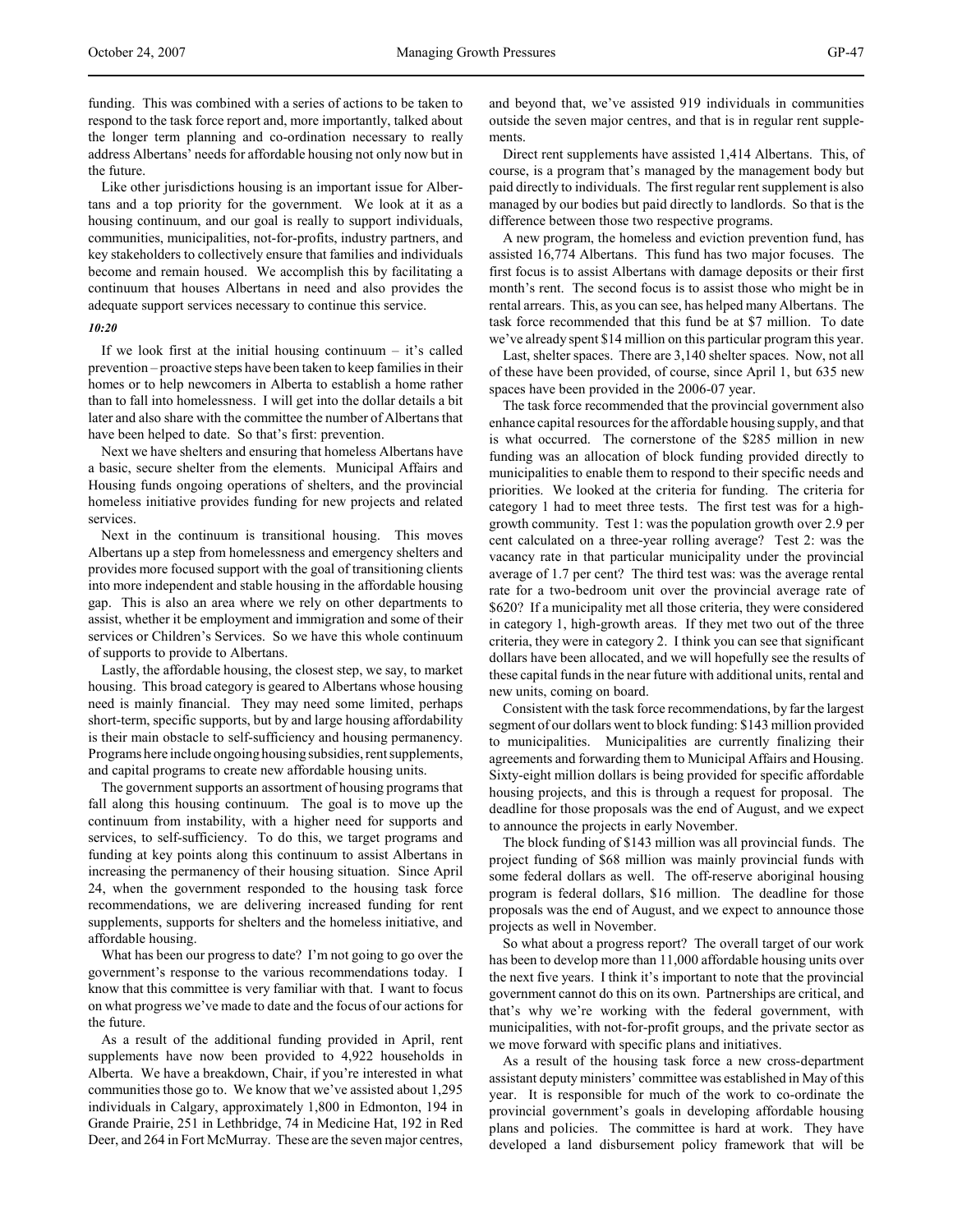funding. This was combined with a series of actions to be taken to respond to the task force report and, more importantly, talked about the longer term planning and co-ordination necessary to really address Albertans' needs for affordable housing not only now but in the future.

Like other jurisdictions housing is an important issue for Albertans and a top priority for the government. We look at it as a housing continuum, and our goal is really to support individuals, communities, municipalities, not-for-profits, industry partners, and key stakeholders to collectively ensure that families and individuals become and remain housed. We accomplish this by facilitating a continuum that houses Albertans in need and also provides the adequate support services necessary to continue this service.

*10:20*

If we look first at the initial housing continuum – it's called prevention – proactive steps have been taken to keep families in their homes or to help newcomers in Alberta to establish a home rather than to fall into homelessness. I will get into the dollar details a bit later and also share with the committee the number of Albertans that have been helped to date. So that's first: prevention.

Next we have shelters and ensuring that homeless Albertans have a basic, secure shelter from the elements. Municipal Affairs and Housing funds ongoing operations of shelters, and the provincial homeless initiative provides funding for new projects and related services.

Next in the continuum is transitional housing. This moves Albertans up a step from homelessness and emergency shelters and provides more focused support with the goal of transitioning clients into more independent and stable housing in the affordable housing gap. This is also an area where we rely on other departments to assist, whether it be employment and immigration and some of their services or Children's Services. So we have this whole continuum of supports to provide to Albertans.

Lastly, the affordable housing, the closest step, we say, to market housing. This broad category is geared to Albertans whose housing need is mainly financial. They may need some limited, perhaps short-term, specific supports, but by and large housing affordability is their main obstacle to self-sufficiency and housing permanency. Programs here include ongoing housing subsidies, rent supplements, and capital programs to create new affordable housing units.

The government supports an assortment of housing programs that fall along this housing continuum. The goal is to move up the continuum from instability, with a higher need for supports and services, to self-sufficiency. To do this, we target programs and funding at key points along this continuum to assist Albertans in increasing the permanency of their housing situation. Since April 24, when the government responded to the housing task force recommendations, we are delivering increased funding for rent supplements, supports for shelters and the homeless initiative, and affordable housing.

What has been our progress to date? I'm not going to go over the government's response to the various recommendations today. I know that this committee is very familiar with that. I want to focus on what progress we've made to date and the focus of our actions for the future.

As a result of the additional funding provided in April, rent supplements have now been provided to 4,922 households in Alberta. We have a breakdown, Chair, if you're interested in what communities those go to. We know that we've assisted about 1,295 individuals in Calgary, approximately 1,800 in Edmonton, 194 in Grande Prairie, 251 in Lethbridge, 74 in Medicine Hat, 192 in Red Deer, and 264 in Fort McMurray. These are the seven major centres, and beyond that, we've assisted 919 individuals in communities outside the seven major centres, and that is in regular rent supplements.

Direct rent supplements have assisted 1,414 Albertans. This, of course, is a program that's managed by the management body but paid directly to individuals. The first regular rent supplement is also managed by our bodies but paid directly to landlords. So that is the difference between those two respective programs.

A new program, the homeless and eviction prevention fund, has assisted 16,774 Albertans. This fund has two major focuses. The first focus is to assist Albertans with damage deposits or their first month's rent. The second focus is to assist those who might be in rental arrears. This, as you can see, has helped many Albertans. The task force recommended that this fund be at $7 million. To date we've already spent $14 million on this particular program this year.

Last, shelter spaces. There are 3,140 shelter spaces. Now, not all of these have been provided, of course, since April 1, but 635 new spaces have been provided in the 2006-07 year.

The task force recommended that the provincial government also enhance capital resources for the affordable housing supply, and that is what occurred. The cornerstone of the $285 million in new funding was an allocation of block funding provided directly to municipalities to enable them to respond to their specific needs and priorities. We looked at the criteria for funding. The criteria for category 1 had to meet three tests. The first test was for a high-growth community. Test 1: was the population growth over 2.9 per cent calculated on a three-year rolling average? Test 2: was the vacancy rate in that particular municipality under the provincial average of 1.7 per cent? The third test was: was the average rental rate for a two-bedroom unit over the provincial average rate of $620? If a municipality met all those criteria, they were considered in category 1, high-growth areas. If they met two out of the three criteria, they were in category 2. I think you can see that significant dollars have been allocated, and we will hopefully see the results of these capital funds in the near future with additional units, rental and new units, coming on board.

Consistent with the task force recommendations, by far the largest segment of our dollars went to block funding: $143 million provided to municipalities. Municipalities are currently finalizing their agreements and forwarding them to Municipal Affairs and Housing. Sixty-eight million dollars is being provided for specific affordable housing projects, and this is through a request for proposal. The deadline for those proposals was the end of August, and we expect to announce the projects in early November.

The block funding of $143 million was all provincial funds. The project funding of $68 million was mainly provincial funds with some federal dollars as well. The off-reserve aboriginal housing program is federal dollars, $16 million. The deadline for those proposals was the end of August, and we expect to announce those projects as well in November.

So what about a progress report? The overall target of our work has been to develop more than 11,000 affordable housing units over the next five years. I think it's important to note that the provincial government cannot do this on its own. Partnerships are critical, and that's why we're working with the federal government, with municipalities, with not-for-profit groups, and the private sector as we move forward with specific plans and initiatives.

As a result of the housing task force a new cross-department assistant deputy ministers' committee was established in May of this year. It is responsible for much of the work to co-ordinate the provincial government's goals in developing affordable housing plans and policies. The committee is hard at work. They have developed a land disbursement policy framework that will be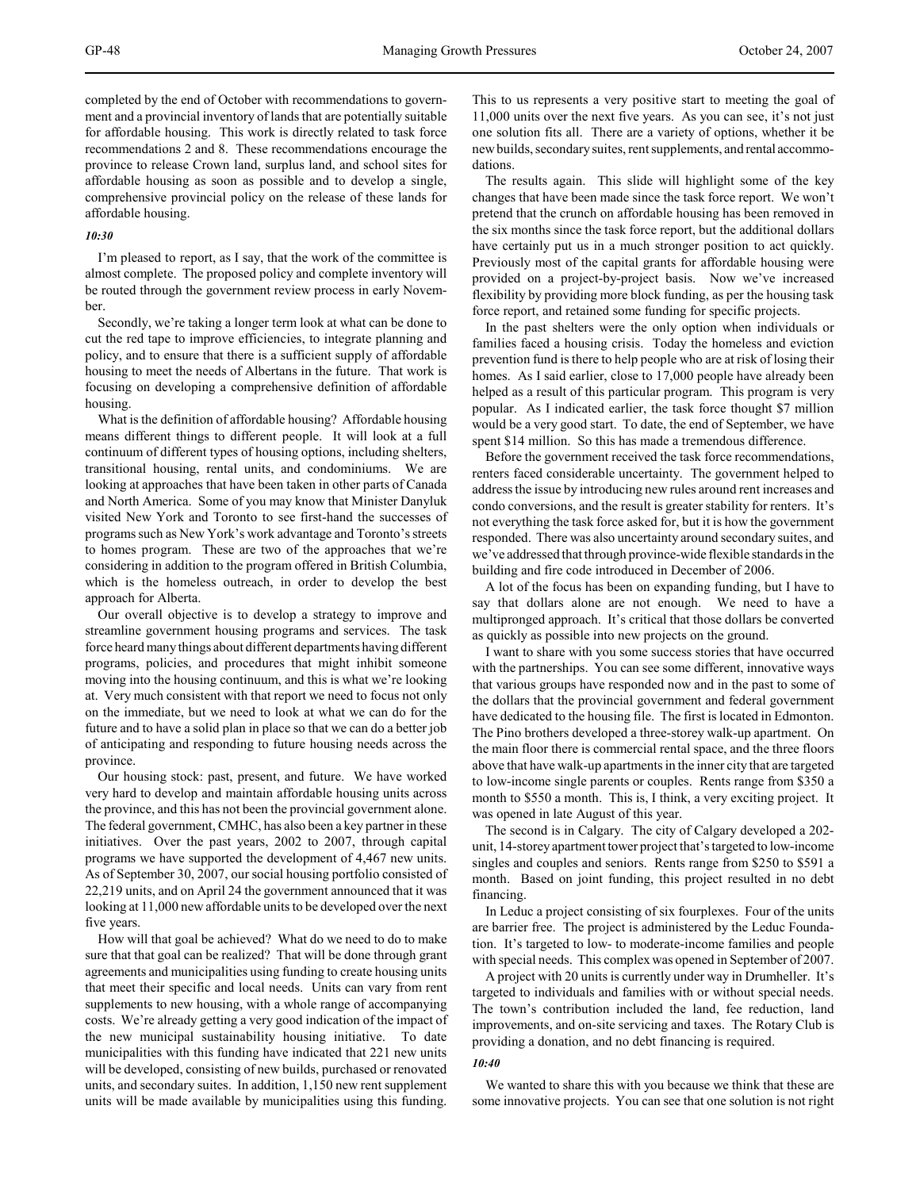completed by the end of October with recommendations to government and a provincial inventory of lands that are potentially suitable for affordable housing. This work is directly related to task force recommendations 2 and 8. These recommendations encourage the province to release Crown land, surplus land, and school sites for affordable housing as soon as possible and to develop a single, comprehensive provincial policy on the release of these lands for affordable housing.

*10:30*

I'm pleased to report, as I say, that the work of the committee is almost complete. The proposed policy and complete inventory will be routed through the government review process in early November.

Secondly, we're taking a longer term look at what can be done to cut the red tape to improve efficiencies, to integrate planning and policy, and to ensure that there is a sufficient supply of affordable housing to meet the needs of Albertans in the future. That work is focusing on developing a comprehensive definition of affordable housing.

What is the definition of affordable housing? Affordable housing means different things to different people. It will look at a full continuum of different types of housing options, including shelters, transitional housing, rental units, and condominiums. We are looking at approaches that have been taken in other parts of Canada and North America. Some of you may know that Minister Danyluk visited New York and Toronto to see first-hand the successes of programs such as New York's work advantage and Toronto's streets to homes program. These are two of the approaches that we're considering in addition to the program offered in British Columbia, which is the homeless outreach, in order to develop the best approach for Alberta.

Our overall objective is to develop a strategy to improve and streamline government housing programs and services. The task force heard many things about different departments having different programs, policies, and procedures that might inhibit someone moving into the housing continuum, and this is what we're looking at. Very much consistent with that report we need to focus not only on the immediate, but we need to look at what we can do for the future and to have a solid plan in place so that we can do a better job of anticipating and responding to future housing needs across the province.

Our housing stock: past, present, and future. We have worked very hard to develop and maintain affordable housing units across the province, and this has not been the provincial government alone. The federal government, CMHC, has also been a key partner in these initiatives. Over the past years, 2002 to 2007, through capital programs we have supported the development of 4,467 new units. As of September 30, 2007, our social housing portfolio consisted of 22,219 units, and on April 24 the government announced that it was looking at 11,000 new affordable units to be developed over the next five years.

How will that goal be achieved? What do we need to do to make sure that that goal can be realized? That will be done through grant agreements and municipalities using funding to create housing units that meet their specific and local needs. Units can vary from rent supplements to new housing, with a whole range of accompanying costs. We're already getting a very good indication of the impact of the new municipal sustainability housing initiative. To date municipalities with this funding have indicated that 221 new units will be developed, consisting of new builds, purchased or renovated units, and secondary suites. In addition, 1,150 new rent supplement units will be made available by municipalities using this funding. This to us represents a very positive start to meeting the goal of 11,000 units over the next five years. As you can see, it's not just one solution fits all. There are a variety of options, whether it be new builds, secondary suites, rent supplements, and rental accommodations.

The results again. This slide will highlight some of the key changes that have been made since the task force report. We won't pretend that the crunch on affordable housing has been removed in the six months since the task force report, but the additional dollars have certainly put us in a much stronger position to act quickly. Previously most of the capital grants for affordable housing were provided on a project-by-project basis. Now we've increased flexibility by providing more block funding, as per the housing task force report, and retained some funding for specific projects.

In the past shelters were the only option when individuals or families faced a housing crisis. Today the homeless and eviction prevention fund is there to help people who are at risk of losing their homes. As I said earlier, close to 17,000 people have already been helped as a result of this particular program. This program is very popular. As I indicated earlier, the task force thought $7 million would be a very good start. To date, the end of September, we have spent $14 million. So this has made a tremendous difference.

Before the government received the task force recommendations, renters faced considerable uncertainty. The government helped to address the issue by introducing new rules around rent increases and condo conversions, and the result is greater stability for renters. It's not everything the task force asked for, but it is how the government responded. There was also uncertainty around secondary suites, and we've addressed that through province-wide flexible standards in the building and fire code introduced in December of 2006.

A lot of the focus has been on expanding funding, but I have to say that dollars alone are not enough. We need to have a multipronged approach. It's critical that those dollars be converted as quickly as possible into new projects on the ground.

I want to share with you some success stories that have occurred with the partnerships. You can see some different, innovative ways that various groups have responded now and in the past to some of the dollars that the provincial government and federal government have dedicated to the housing file. The first is located in Edmonton. The Pino brothers developed a three-storey walk-up apartment. On the main floor there is commercial rental space, and the three floors above that have walk-up apartments in the inner city that are targeted to low-income single parents or couples. Rents range from $350 a month to $550 a month. This is, I think, a very exciting project. It was opened in late August of this year.

The second is in Calgary. The city of Calgary developed a 202-unit, 14-storey apartment tower project that's targeted to low-income singles and couples and seniors. Rents range from $250 to $591 a month. Based on joint funding, this project resulted in no debt financing.

In Leduc a project consisting of six fourplexes. Four of the units are barrier free. The project is administered by the Leduc Foundation. It's targeted to low- to moderate-income families and people with special needs. This complex was opened in September of 2007.

A project with 20 units is currently under way in Drumheller. It's targeted to individuals and families with or without special needs. The town's contribution included the land, fee reduction, land improvements, and on-site servicing and taxes. The Rotary Club is providing a donation, and no debt financing is required.

*10:40*

We wanted to share this with you because we think that these are some innovative projects. You can see that one solution is not right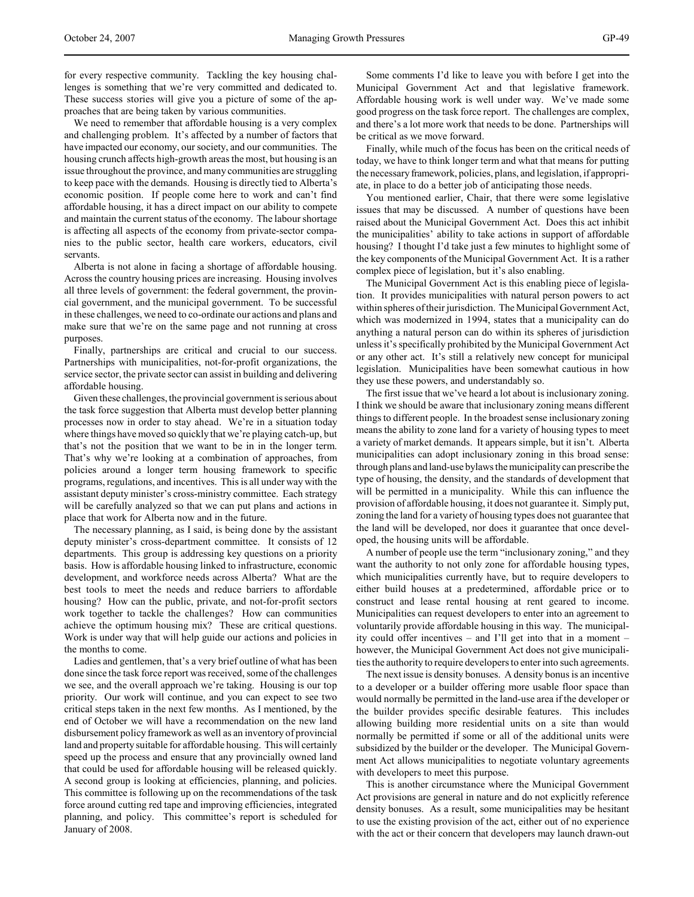for every respective community. Tackling the key housing challenges is something that we're very committed and dedicated to. These success stories will give you a picture of some of the approaches that are being taken by various communities.

We need to remember that affordable housing is a very complex and challenging problem. It's affected by a number of factors that have impacted our economy, our society, and our communities. The housing crunch affects high-growth areas the most, but housing is an issue throughout the province, and many communities are struggling to keep pace with the demands. Housing is directly tied to Alberta's economic position. If people come here to work and can't find affordable housing, it has a direct impact on our ability to compete and maintain the current status of the economy. The labour shortage is affecting all aspects of the economy from private-sector companies to the public sector, health care workers, educators, civil servants.

Alberta is not alone in facing a shortage of affordable housing. Across the country housing prices are increasing. Housing involves all three levels of government: the federal government, the provincial government, and the municipal government. To be successful in these challenges, we need to co-ordinate our actions and plans and make sure that we're on the same page and not running at cross purposes.

Finally, partnerships are critical and crucial to our success. Partnerships with municipalities, not-for-profit organizations, the service sector, the private sector can assist in building and delivering affordable housing.

Given these challenges, the provincial government is serious about the task force suggestion that Alberta must develop better planning processes now in order to stay ahead. We're in a situation today where things have moved so quickly that we're playing catch-up, but that's not the position that we want to be in in the longer term. That's why we're looking at a combination of approaches, from policies around a longer term housing framework to specific programs, regulations, and incentives. This is all under way with the assistant deputy minister's cross-ministry committee. Each strategy will be carefully analyzed so that we can put plans and actions in place that work for Alberta now and in the future.

The necessary planning, as I said, is being done by the assistant deputy minister's cross-department committee. It consists of 12 departments. This group is addressing key questions on a priority basis. How is affordable housing linked to infrastructure, economic development, and workforce needs across Alberta? What are the best tools to meet the needs and reduce barriers to affordable housing? How can the public, private, and not-for-profit sectors work together to tackle the challenges? How can communities achieve the optimum housing mix? These are critical questions. Work is under way that will help guide our actions and policies in the months to come.

Ladies and gentlemen, that's a very brief outline of what has been done since the task force report was received, some of the challenges we see, and the overall approach we're taking. Housing is our top priority. Our work will continue, and you can expect to see two critical steps taken in the next few months. As I mentioned, by the end of October we will have a recommendation on the new land disbursement policy framework as well as an inventory of provincial land and property suitable for affordable housing. This will certainly speed up the process and ensure that any provincially owned land that could be used for affordable housing will be released quickly. A second group is looking at efficiencies, planning, and policies. This committee is following up on the recommendations of the task force around cutting red tape and improving efficiencies, integrated planning, and policy. This committee's report is scheduled for January of 2008.

Some comments I'd like to leave you with before I get into the Municipal Government Act and that legislative framework. Affordable housing work is well under way. We've made some good progress on the task force report. The challenges are complex, and there's a lot more work that needs to be done. Partnerships will be critical as we move forward.

Finally, while much of the focus has been on the critical needs of today, we have to think longer term and what that means for putting the necessary framework, policies, plans, and legislation, if appropriate, in place to do a better job of anticipating those needs.

You mentioned earlier, Chair, that there were some legislative issues that may be discussed. A number of questions have been raised about the Municipal Government Act. Does this act inhibit the municipalities' ability to take actions in support of affordable housing? I thought I'd take just a few minutes to highlight some of the key components of the Municipal Government Act. It is a rather complex piece of legislation, but it's also enabling.

The Municipal Government Act is this enabling piece of legislation. It provides municipalities with natural person powers to act within spheres of their jurisdiction. The Municipal Government Act, which was modernized in 1994, states that a municipality can do anything a natural person can do within its spheres of jurisdiction unless it's specifically prohibited by the Municipal Government Act or any other act. It's still a relatively new concept for municipal legislation. Municipalities have been somewhat cautious in how they use these powers, and understandably so.

The first issue that we've heard a lot about is inclusionary zoning. I think we should be aware that inclusionary zoning means different things to different people. In the broadest sense inclusionary zoning means the ability to zone land for a variety of housing types to meet a variety of market demands. It appears simple, but it isn't. Alberta municipalities can adopt inclusionary zoning in this broad sense: through plans and land-use bylaws the municipality can prescribe the type of housing, the density, and the standards of development that will be permitted in a municipality. While this can influence the provision of affordable housing, it does not guarantee it. Simply put, zoning the land for a variety of housing types does not guarantee that the land will be developed, nor does it guarantee that once developed, the housing units will be affordable.

A number of people use the term "inclusionary zoning," and they want the authority to not only zone for affordable housing types, which municipalities currently have, but to require developers to either build houses at a predetermined, affordable price or to construct and lease rental housing at rent geared to income. Municipalities can request developers to enter into an agreement to voluntarily provide affordable housing in this way. The municipality could offer incentives – and I'll get into that in a moment – however, the Municipal Government Act does not give municipalities the authority to require developers to enter into such agreements.

The next issue is density bonuses. A density bonus is an incentive to a developer or a builder offering more usable floor space than would normally be permitted in the land-use area if the developer or the builder provides specific desirable features. This includes allowing building more residential units on a site than would normally be permitted if some or all of the additional units were subsidized by the builder or the developer. The Municipal Government Act allows municipalities to negotiate voluntary agreements with developers to meet this purpose.

This is another circumstance where the Municipal Government Act provisions are general in nature and do not explicitly reference density bonuses. As a result, some municipalities may be hesitant to use the existing provision of the act, either out of no experience with the act or their concern that developers may launch drawn-out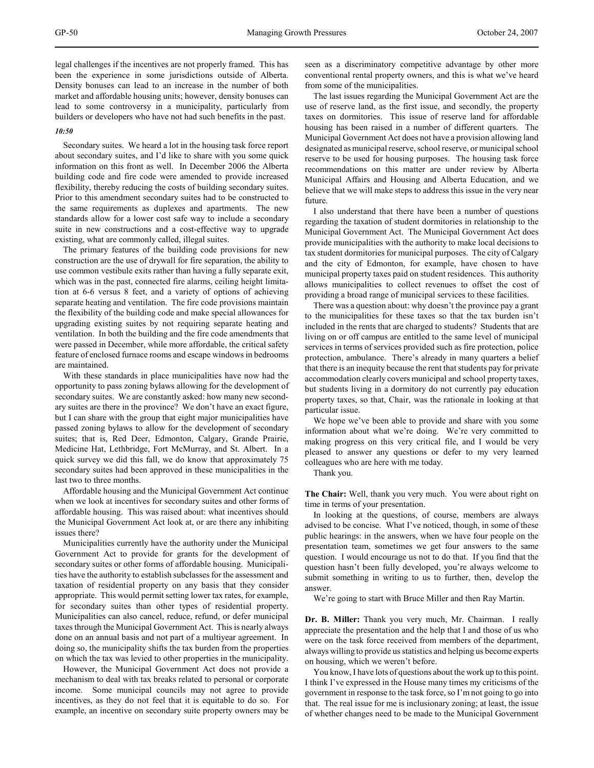legal challenges if the incentives are not properly framed. This has been the experience in some jurisdictions outside of Alberta. Density bonuses can lead to an increase in the number of both market and affordable housing units; however, density bonuses can lead to some controversy in a municipality, particularly from builders or developers who have not had such benefits in the past.

*10:50*

Secondary suites. We heard a lot in the housing task force report about secondary suites, and I'd like to share with you some quick information on this front as well. In December 2006 the Alberta building code and fire code were amended to provide increased flexibility, thereby reducing the costs of building secondary suites. Prior to this amendment secondary suites had to be constructed to the same requirements as duplexes and apartments. The new standards allow for a lower cost safe way to include a secondary suite in new constructions and a cost-effective way to upgrade existing, what are commonly called, illegal suites.

The primary features of the building code provisions for new construction are the use of drywall for fire separation, the ability to use common vestibule exits rather than having a fully separate exit, which was in the past, connected fire alarms, ceiling height limitation at 6-6 versus 8 feet, and a variety of options of achieving separate heating and ventilation. The fire code provisions maintain the flexibility of the building code and make special allowances for upgrading existing suites by not requiring separate heating and ventilation. In both the building and the fire code amendments that were passed in December, while more affordable, the critical safety feature of enclosed furnace rooms and escape windows in bedrooms are maintained.

With these standards in place municipalities have now had the opportunity to pass zoning bylaws allowing for the development of secondary suites. We are constantly asked: how many new secondary suites are there in the province? We don't have an exact figure, but I can share with the group that eight major municipalities have passed zoning bylaws to allow for the development of secondary suites; that is, Red Deer, Edmonton, Calgary, Grande Prairie, Medicine Hat, Lethbridge, Fort McMurray, and St. Albert. In a quick survey we did this fall, we do know that approximately 75 secondary suites had been approved in these municipalities in the last two to three months.

Affordable housing and the Municipal Government Act continue when we look at incentives for secondary suites and other forms of affordable housing. This was raised about: what incentives should the Municipal Government Act look at, or are there any inhibiting issues there?

Municipalities currently have the authority under the Municipal Government Act to provide for grants for the development of secondary suites or other forms of affordable housing. Municipalities have the authority to establish subclasses for the assessment and taxation of residential property on any basis that they consider appropriate. This would permit setting lower tax rates, for example, for secondary suites than other types of residential property. Municipalities can also cancel, reduce, refund, or defer municipal taxes through the Municipal Government Act. This is nearly always done on an annual basis and not part of a multiyear agreement. In doing so, the municipality shifts the tax burden from the properties on which the tax was levied to other properties in the municipality.

However, the Municipal Government Act does not provide a mechanism to deal with tax breaks related to personal or corporate income. Some municipal councils may not agree to provide incentives, as they do not feel that it is equitable to do so. For example, an incentive on secondary suite property owners may be seen as a discriminatory competitive advantage by other more conventional rental property owners, and this is what we've heard from some of the municipalities.

The last issues regarding the Municipal Government Act are the use of reserve land, as the first issue, and secondly, the property taxes on dormitories. This issue of reserve land for affordable housing has been raised in a number of different quarters. The Municipal Government Act does not have a provision allowing land designated as municipal reserve, school reserve, or municipal school reserve to be used for housing purposes. The housing task force recommendations on this matter are under review by Alberta Municipal Affairs and Housing and Alberta Education, and we believe that we will make steps to address this issue in the very near future.

I also understand that there have been a number of questions regarding the taxation of student dormitories in relationship to the Municipal Government Act. The Municipal Government Act does provide municipalities with the authority to make local decisions to tax student dormitories for municipal purposes. The city of Calgary and the city of Edmonton, for example, have chosen to have municipal property taxes paid on student residences. This authority allows municipalities to collect revenues to offset the cost of providing a broad range of municipal services to these facilities.

There was a question about: why doesn't the province pay a grant to the municipalities for these taxes so that the tax burden isn't included in the rents that are charged to students? Students that are living on or off campus are entitled to the same level of municipal services in terms of services provided such as fire protection, police protection, ambulance. There's already in many quarters a belief that there is an inequity because the rent that students pay for private accommodation clearly covers municipal and school property taxes, but students living in a dormitory do not currently pay education property taxes, so that, Chair, was the rationale in looking at that particular issue.

We hope we've been able to provide and share with you some information about what we're doing. We're very committed to making progress on this very critical file, and I would be very pleased to answer any questions or defer to my very learned colleagues who are here with me today.

Thank you.

**The Chair:** Well, thank you very much. You were about right on time in terms of your presentation.

In looking at the questions, of course, members are always advised to be concise. What I've noticed, though, in some of these public hearings: in the answers, when we have four people on the presentation team, sometimes we get four answers to the same question. I would encourage us not to do that. If you find that the question hasn't been fully developed, you're always welcome to submit something in writing to us to further, then, develop the answer.

We're going to start with Bruce Miller and then Ray Martin.

**Dr. B. Miller:** Thank you very much, Mr. Chairman. I really appreciate the presentation and the help that I and those of us who were on the task force received from members of the department, always willing to provide us statistics and helping us become experts on housing, which we weren't before.

You know, I have lots of questions about the work up to this point. I think I've expressed in the House many times my criticisms of the government in response to the task force, so I'm not going to go into that. The real issue for me is inclusionary zoning; at least, the issue of whether changes need to be made to the Municipal Government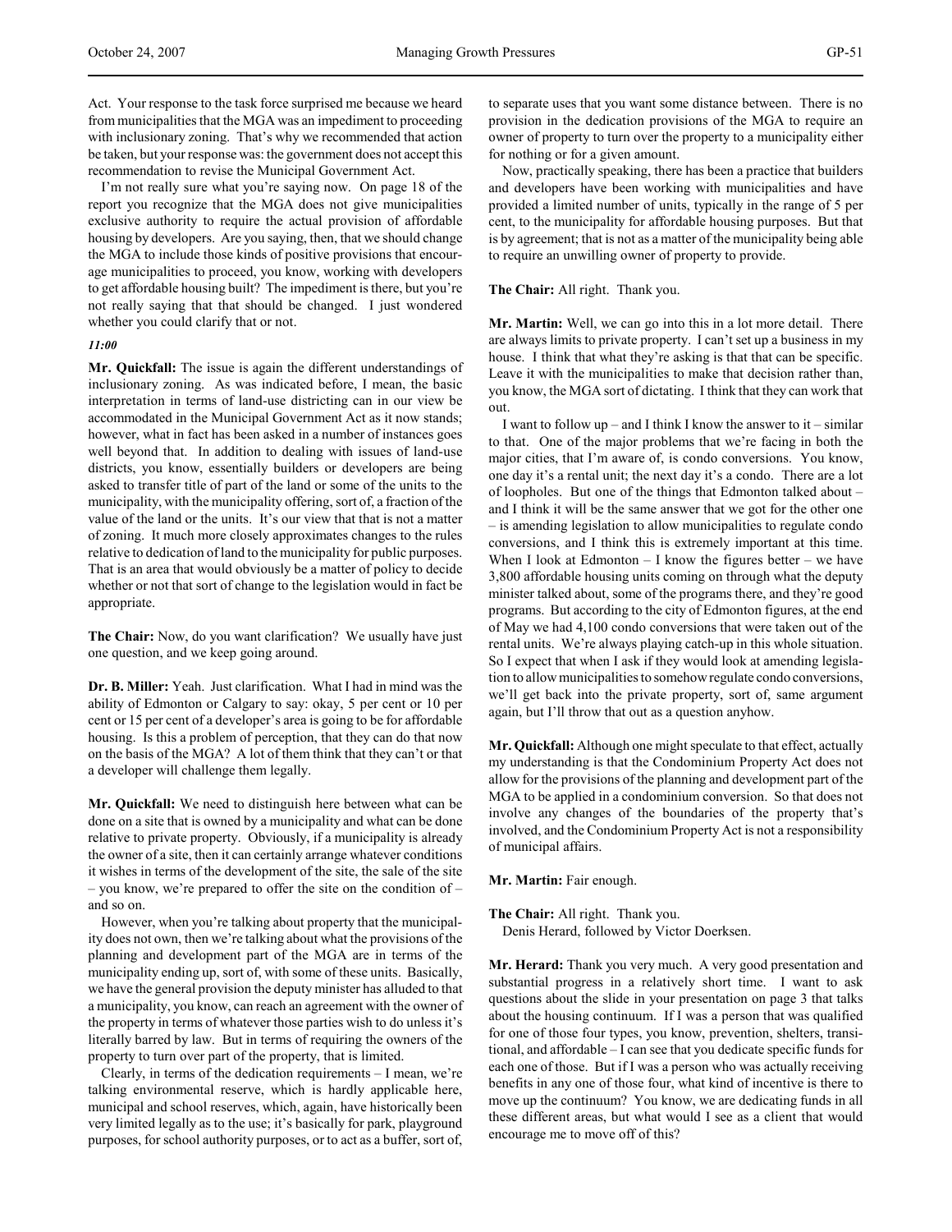Act. Your response to the task force surprised me because we heard from municipalities that the MGA was an impediment to proceeding with inclusionary zoning. That's why we recommended that action be taken, but your response was: the government does not accept this recommendation to revise the Municipal Government Act.

I'm not really sure what you're saying now. On page 18 of the report you recognize that the MGA does not give municipalities exclusive authority to require the actual provision of affordable housing by developers. Are you saying, then, that we should change the MGA to include those kinds of positive provisions that encourage municipalities to proceed, you know, working with developers to get affordable housing built? The impediment is there, but you're not really saying that that should be changed. I just wondered whether you could clarify that or not.

*11:00*

**Mr. Quickfall:** The issue is again the different understandings of inclusionary zoning. As was indicated before, I mean, the basic interpretation in terms of land-use districting can in our view be accommodated in the Municipal Government Act as it now stands; however, what in fact has been asked in a number of instances goes well beyond that. In addition to dealing with issues of land-use districts, you know, essentially builders or developers are being asked to transfer title of part of the land or some of the units to the municipality, with the municipality offering, sort of, a fraction of the value of the land or the units. It's our view that that is not a matter of zoning. It much more closely approximates changes to the rules relative to dedication of land to the municipality for public purposes. That is an area that would obviously be a matter of policy to decide whether or not that sort of change to the legislation would in fact be appropriate.

**The Chair:** Now, do you want clarification? We usually have just one question, and we keep going around.

**Dr. B. Miller:** Yeah. Just clarification. What I had in mind was the ability of Edmonton or Calgary to say: okay, 5 per cent or 10 per cent or 15 per cent of a developer's area is going to be for affordable housing. Is this a problem of perception, that they can do that now on the basis of the MGA? A lot of them think that they can't or that a developer will challenge them legally.

**Mr. Quickfall:** We need to distinguish here between what can be done on a site that is owned by a municipality and what can be done relative to private property. Obviously, if a municipality is already the owner of a site, then it can certainly arrange whatever conditions it wishes in terms of the development of the site, the sale of the site – you know, we're prepared to offer the site on the condition of – and so on.

However, when you're talking about property that the municipality does not own, then we're talking about what the provisions of the planning and development part of the MGA are in terms of the municipality ending up, sort of, with some of these units. Basically, we have the general provision the deputy minister has alluded to that a municipality, you know, can reach an agreement with the owner of the property in terms of whatever those parties wish to do unless it's literally barred by law. But in terms of requiring the owners of the property to turn over part of the property, that is limited.

Clearly, in terms of the dedication requirements – I mean, we're talking environmental reserve, which is hardly applicable here, municipal and school reserves, which, again, have historically been very limited legally as to the use; it's basically for park, playground purposes, for school authority purposes, or to act as a buffer, sort of, to separate uses that you want some distance between. There is no provision in the dedication provisions of the MGA to require an owner of property to turn over the property to a municipality either for nothing or for a given amount.

Now, practically speaking, there has been a practice that builders and developers have been working with municipalities and have provided a limited number of units, typically in the range of 5 per cent, to the municipality for affordable housing purposes. But that is by agreement; that is not as a matter of the municipality being able to require an unwilling owner of property to provide.

**The Chair:** All right. Thank you.

**Mr. Martin:** Well, we can go into this in a lot more detail. There are always limits to private property. I can't set up a business in my house. I think that what they're asking is that that can be specific. Leave it with the municipalities to make that decision rather than, you know, the MGA sort of dictating. I think that they can work that out.

I want to follow up – and I think I know the answer to it – similar to that. One of the major problems that we're facing in both the major cities, that I'm aware of, is condo conversions. You know, one day it's a rental unit; the next day it's a condo. There are a lot of loopholes. But one of the things that Edmonton talked about – and I think it will be the same answer that we got for the other one – is amending legislation to allow municipalities to regulate condo conversions, and I think this is extremely important at this time. When I look at Edmonton – I know the figures better – we have 3,800 affordable housing units coming on through what the deputy minister talked about, some of the programs there, and they're good programs. But according to the city of Edmonton figures, at the end of May we had 4,100 condo conversions that were taken out of the rental units. We're always playing catch-up in this whole situation. So I expect that when I ask if they would look at amending legislation to allow municipalities to somehow regulate condo conversions, we'll get back into the private property, sort of, same argument again, but I'll throw that out as a question anyhow.

**Mr. Quickfall:** Although one might speculate to that effect, actually my understanding is that the Condominium Property Act does not allow for the provisions of the planning and development part of the MGA to be applied in a condominium conversion. So that does not involve any changes of the boundaries of the property that's involved, and the Condominium Property Act is not a responsibility of municipal affairs.

**Mr. Martin:** Fair enough.

**The Chair:** All right. Thank you.
Denis Herard, followed by Victor Doerksen.

**Mr. Herard:** Thank you very much. A very good presentation and substantial progress in a relatively short time. I want to ask questions about the slide in your presentation on page 3 that talks about the housing continuum. If I was a person that was qualified for one of those four types, you know, prevention, shelters, transitional, and affordable – I can see that you dedicate specific funds for each one of those. But if I was a person who was actually receiving benefits in any one of those four, what kind of incentive is there to move up the continuum? You know, we are dedicating funds in all these different areas, but what would I see as a client that would encourage me to move off of this?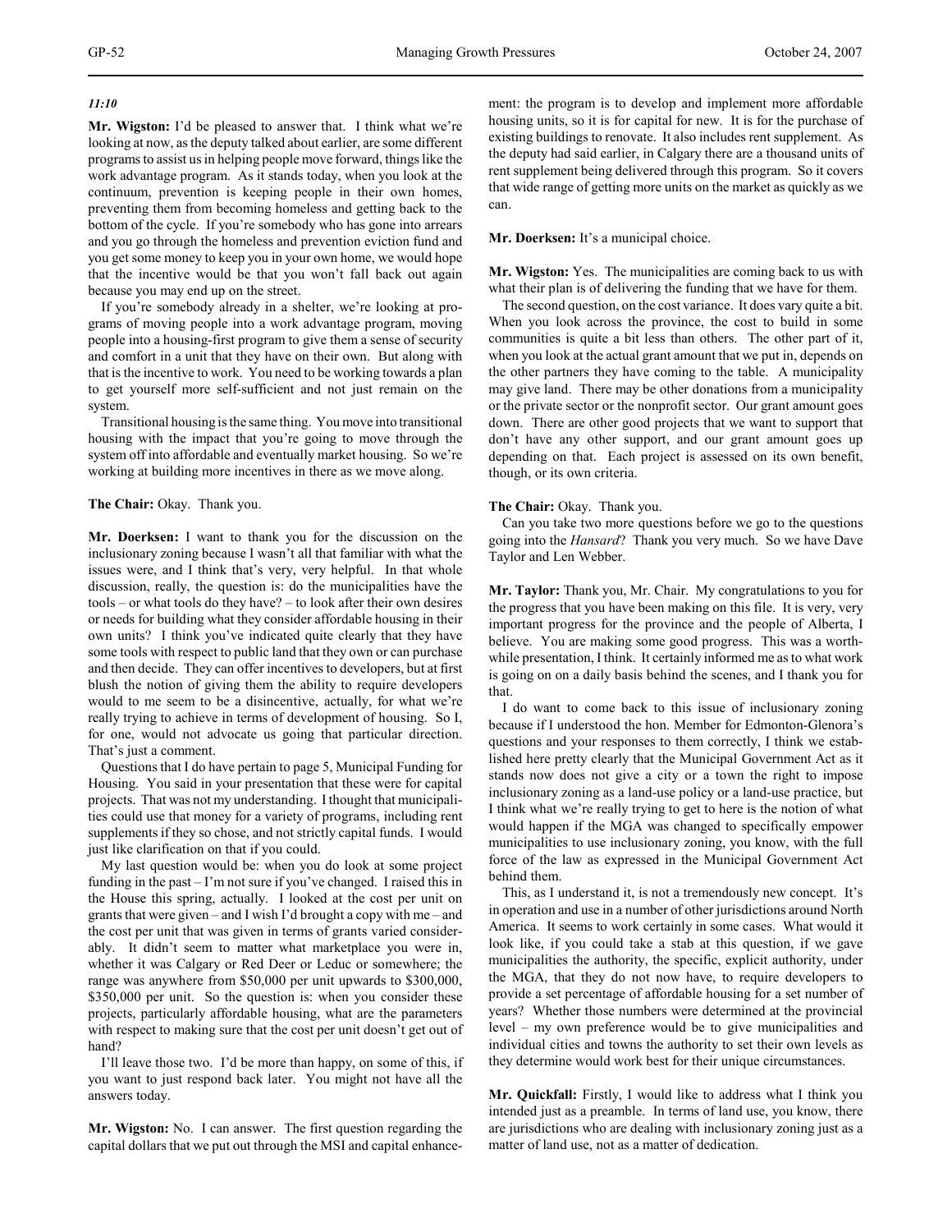*11:10*

**Mr. Wigston:** I'd be pleased to answer that. I think what we're looking at now, as the deputy talked about earlier, are some different programs to assist us in helping people move forward, things like the work advantage program. As it stands today, when you look at the continuum, prevention is keeping people in their own homes, preventing them from becoming homeless and getting back to the bottom of the cycle. If you're somebody who has gone into arrears and you go through the homeless and prevention eviction fund and you get some money to keep you in your own home, we would hope that the incentive would be that you won't fall back out again because you may end up on the street.

If you're somebody already in a shelter, we're looking at programs of moving people into a work advantage program, moving people into a housing-first program to give them a sense of security and comfort in a unit that they have on their own. But along with that is the incentive to work. You need to be working towards a plan to get yourself more self-sufficient and not just remain on the system.

Transitional housing is the same thing. You move into transitional housing with the impact that you're going to move through the system off into affordable and eventually market housing. So we're working at building more incentives in there as we move along.

**The Chair:** Okay. Thank you.

**Mr. Doerksen:** I want to thank you for the discussion on the inclusionary zoning because I wasn't all that familiar with what the issues were, and I think that's very, very helpful. In that whole discussion, really, the question is: do the municipalities have the tools – or what tools do they have? – to look after their own desires or needs for building what they consider affordable housing in their own units? I think you've indicated quite clearly that they have some tools with respect to public land that they own or can purchase and then decide. They can offer incentives to developers, but at first blush the notion of giving them the ability to require developers would to me seem to be a disincentive, actually, for what we're really trying to achieve in terms of development of housing. So I, for one, would not advocate us going that particular direction. That's just a comment.

Questions that I do have pertain to page 5, Municipal Funding for Housing. You said in your presentation that these were for capital projects. That was not my understanding. I thought that municipalities could use that money for a variety of programs, including rent supplements if they so chose, and not strictly capital funds. I would just like clarification on that if you could.

My last question would be: when you do look at some project funding in the past – I'm not sure if you've changed. I raised this in the House this spring, actually. I looked at the cost per unit on grants that were given – and I wish I'd brought a copy with me – and the cost per unit that was given in terms of grants varied considerably. It didn't seem to matter what marketplace you were in, whether it was Calgary or Red Deer or Leduc or somewhere; the range was anywhere from $50,000 per unit upwards to $300,000, $350,000 per unit. So the question is: when you consider these projects, particularly affordable housing, what are the parameters with respect to making sure that the cost per unit doesn't get out of hand?

I'll leave those two. I'd be more than happy, on some of this, if you want to just respond back later. You might not have all the answers today.

**Mr. Wigston:** No. I can answer. The first question regarding the capital dollars that we put out through the MSI and capital enhancement: the program is to develop and implement more affordable housing units, so it is for capital for new. It is for the purchase of existing buildings to renovate. It also includes rent supplement. As the deputy had said earlier, in Calgary there are a thousand units of rent supplement being delivered through this program. So it covers that wide range of getting more units on the market as quickly as we can.

**Mr. Doerksen:** It's a municipal choice.

**Mr. Wigston:** Yes. The municipalities are coming back to us with what their plan is of delivering the funding that we have for them.

The second question, on the cost variance. It does vary quite a bit. When you look across the province, the cost to build in some communities is quite a bit less than others. The other part of it, when you look at the actual grant amount that we put in, depends on the other partners they have coming to the table. A municipality may give land. There may be other donations from a municipality or the private sector or the nonprofit sector. Our grant amount goes down. There are other good projects that we want to support that don't have any other support, and our grant amount goes up depending on that. Each project is assessed on its own benefit, though, or its own criteria.

**The Chair:** Okay. Thank you.

Can you take two more questions before we go to the questions going into the *Hansard*? Thank you very much. So we have Dave Taylor and Len Webber.

**Mr. Taylor:** Thank you, Mr. Chair. My congratulations to you for the progress that you have been making on this file. It is very, very important progress for the province and the people of Alberta, I believe. You are making some good progress. This was a worthwhile presentation, I think. It certainly informed me as to what work is going on on a daily basis behind the scenes, and I thank you for that.

I do want to come back to this issue of inclusionary zoning because if I understood the hon. Member for Edmonton-Glenora's questions and your responses to them correctly, I think we established here pretty clearly that the Municipal Government Act as it stands now does not give a city or a town the right to impose inclusionary zoning as a land-use policy or a land-use practice, but I think what we're really trying to get to here is the notion of what would happen if the MGA was changed to specifically empower municipalities to use inclusionary zoning, you know, with the full force of the law as expressed in the Municipal Government Act behind them.

This, as I understand it, is not a tremendously new concept. It's in operation and use in a number of other jurisdictions around North America. It seems to work certainly in some cases. What would it look like, if you could take a stab at this question, if we gave municipalities the authority, the specific, explicit authority, under the MGA, that they do not now have, to require developers to provide a set percentage of affordable housing for a set number of years? Whether those numbers were determined at the provincial level – my own preference would be to give municipalities and individual cities and towns the authority to set their own levels as they determine would work best for their unique circumstances.

**Mr. Quickfall:** Firstly, I would like to address what I think you intended just as a preamble. In terms of land use, you know, there are jurisdictions who are dealing with inclusionary zoning just as a matter of land use, not as a matter of dedication.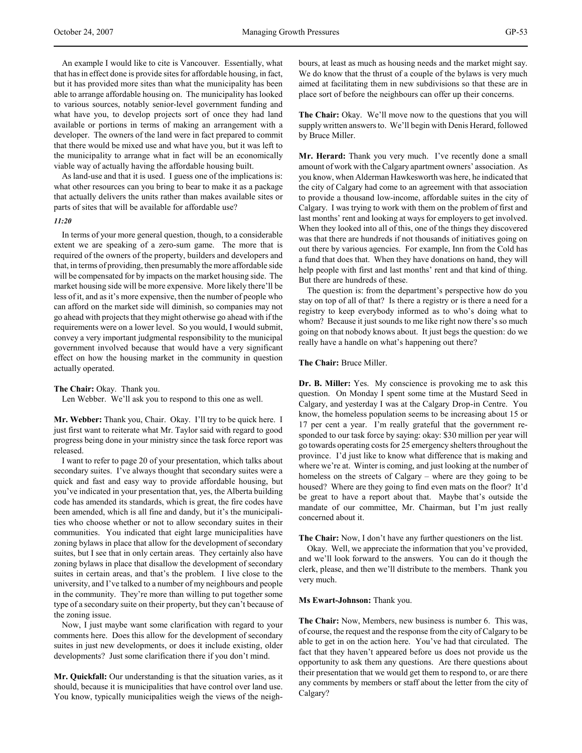An example I would like to cite is Vancouver. Essentially, what that has in effect done is provide sites for affordable housing, in fact, but it has provided more sites than what the municipality has been able to arrange affordable housing on. The municipality has looked to various sources, notably senior-level government funding and what have you, to develop projects sort of once they had land available or portions in terms of making an arrangement with a developer. The owners of the land were in fact prepared to commit that there would be mixed use and what have you, but it was left to the municipality to arrange what in fact will be an economically viable way of actually having the affordable housing built.

As land-use and that it is used. I guess one of the implications is: what other resources can you bring to bear to make it as a package that actually delivers the units rather than makes available sites or parts of sites that will be available for affordable use?

*11:20*

In terms of your more general question, though, to a considerable extent we are speaking of a zero-sum game. The more that is required of the owners of the property, builders and developers and that, in terms of providing, then presumably the more affordable side will be compensated for by impacts on the market housing side. The market housing side will be more expensive. More likely there'll be less of it, and as it's more expensive, then the number of people who can afford on the market side will diminish, so companies may not go ahead with projects that they might otherwise go ahead with if the requirements were on a lower level. So you would, I would submit, convey a very important judgmental responsibility to the municipal government involved because that would have a very significant effect on how the housing market in the community in question actually operated.

**The Chair:** Okay. Thank you.

Len Webber. We'll ask you to respond to this one as well.

**Mr. Webber:** Thank you, Chair. Okay. I'll try to be quick here. I just first want to reiterate what Mr. Taylor said with regard to good progress being done in your ministry since the task force report was released.

I want to refer to page 20 of your presentation, which talks about secondary suites. I've always thought that secondary suites were a quick and fast and easy way to provide affordable housing, but you've indicated in your presentation that, yes, the Alberta building code has amended its standards, which is great, the fire codes have been amended, which is all fine and dandy, but it's the municipalities who choose whether or not to allow secondary suites in their communities. You indicated that eight large municipalities have zoning bylaws in place that allow for the development of secondary suites, but I see that in only certain areas. They certainly also have zoning bylaws in place that disallow the development of secondary suites in certain areas, and that's the problem. I live close to the university, and I've talked to a number of my neighbours and people in the community. They're more than willing to put together some type of a secondary suite on their property, but they can't because of the zoning issue.

Now, I just maybe want some clarification with regard to your comments here. Does this allow for the development of secondary suites in just new developments, or does it include existing, older developments? Just some clarification there if you don't mind.

**Mr. Quickfall:** Our understanding is that the situation varies, as it should, because it is municipalities that have control over land use. You know, typically municipalities weigh the views of the neighbours, at least as much as housing needs and the market might say. We do know that the thrust of a couple of the bylaws is very much aimed at facilitating them in new subdivisions so that these are in place sort of before the neighbours can offer up their concerns.

**The Chair:** Okay. We'll move now to the questions that you will supply written answers to. We'll begin with Denis Herard, followed by Bruce Miller.

**Mr. Herard:** Thank you very much. I've recently done a small amount of work with the Calgary apartment owners' association. As you know, when Alderman Hawkesworth was here, he indicated that the city of Calgary had come to an agreement with that association to provide a thousand low-income, affordable suites in the city of Calgary. I was trying to work with them on the problem of first and last months' rent and looking at ways for employers to get involved. When they looked into all of this, one of the things they discovered was that there are hundreds if not thousands of initiatives going on out there by various agencies. For example, Inn from the Cold has a fund that does that. When they have donations on hand, they will help people with first and last months' rent and that kind of thing. But there are hundreds of these.

The question is: from the department's perspective how do you stay on top of all of that? Is there a registry or is there a need for a registry to keep everybody informed as to who's doing what to whom? Because it just sounds to me like right now there's so much going on that nobody knows about. It just begs the question: do we really have a handle on what's happening out there?

**The Chair:** Bruce Miller.

**Dr. B. Miller:** Yes. My conscience is provoking me to ask this question. On Monday I spent some time at the Mustard Seed in Calgary, and yesterday I was at the Calgary Drop-in Centre. You know, the homeless population seems to be increasing about 15 or 17 per cent a year. I'm really grateful that the government responded to our task force by saying: okay: $30 million per year will go towards operating costs for 25 emergency shelters throughout the province. I'd just like to know what difference that is making and where we're at. Winter is coming, and just looking at the number of homeless on the streets of Calgary – where are they going to be housed? Where are they going to find even mats on the floor? It'd be great to have a report about that. Maybe that's outside the mandate of our committee, Mr. Chairman, but I'm just really concerned about it.

**The Chair:** Now, I don't have any further questioners on the list.

Okay. Well, we appreciate the information that you've provided, and we'll look forward to the answers. You can do it though the clerk, please, and then we'll distribute to the members. Thank you very much.

**Ms Ewart-Johnson:** Thank you.

**The Chair:** Now, Members, new business is number 6. This was, of course, the request and the response from the city of Calgary to be able to get in on the action here. You've had that circulated. The fact that they haven't appeared before us does not provide us the opportunity to ask them any questions. Are there questions about their presentation that we would get them to respond to, or are there any comments by members or staff about the letter from the city of Calgary?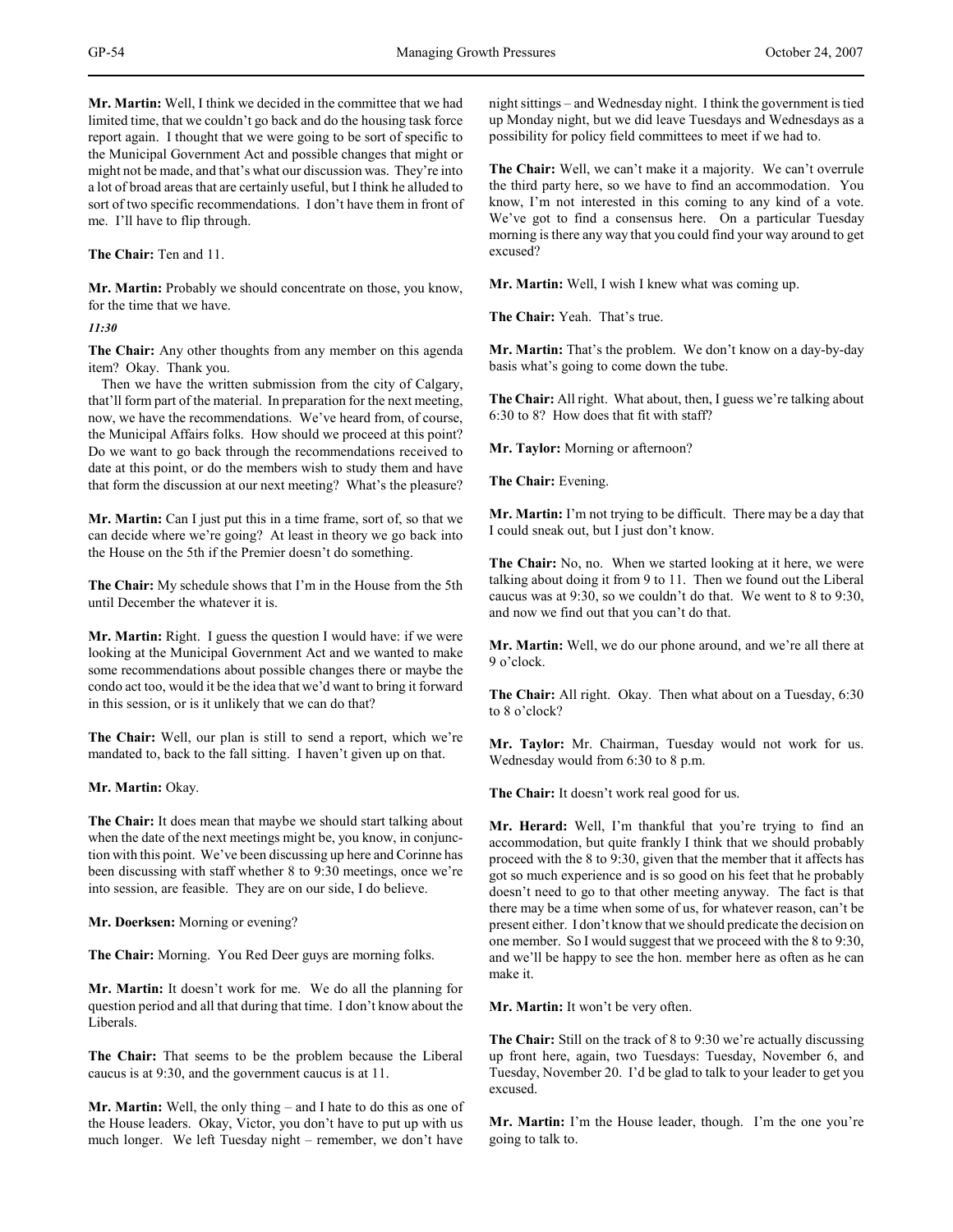**Mr. Martin:** Well, I think we decided in the committee that we had limited time, that we couldn't go back and do the housing task force report again. I thought that we were going to be sort of specific to the Municipal Government Act and possible changes that might or might not be made, and that's what our discussion was. They're into a lot of broad areas that are certainly useful, but I think he alluded to sort of two specific recommendations. I don't have them in front of me. I'll have to flip through.

**The Chair:** Ten and 11.

**Mr. Martin:** Probably we should concentrate on those, you know, for the time that we have.

*11:30*

**The Chair:** Any other thoughts from any member on this agenda item? Okay. Thank you.

Then we have the written submission from the city of Calgary, that'll form part of the material. In preparation for the next meeting, now, we have the recommendations. We've heard from, of course, the Municipal Affairs folks. How should we proceed at this point? Do we want to go back through the recommendations received to date at this point, or do the members wish to study them and have that form the discussion at our next meeting? What's the pleasure?

**Mr. Martin:** Can I just put this in a time frame, sort of, so that we can decide where we're going? At least in theory we go back into the House on the 5th if the Premier doesn't do something.

**The Chair:** My schedule shows that I'm in the House from the 5th until December the whatever it is.

**Mr. Martin:** Right. I guess the question I would have: if we were looking at the Municipal Government Act and we wanted to make some recommendations about possible changes there or maybe the condo act too, would it be the idea that we'd want to bring it forward in this session, or is it unlikely that we can do that?

**The Chair:** Well, our plan is still to send a report, which we're mandated to, back to the fall sitting. I haven't given up on that.

**Mr. Martin:** Okay.

**The Chair:** It does mean that maybe we should start talking about when the date of the next meetings might be, you know, in conjunction with this point. We've been discussing up here and Corinne has been discussing with staff whether 8 to 9:30 meetings, once we're into session, are feasible. They are on our side, I do believe.

**Mr. Doerksen:** Morning or evening?

**The Chair:** Morning. You Red Deer guys are morning folks.

**Mr. Martin:** It doesn't work for me. We do all the planning for question period and all that during that time. I don't know about the Liberals.

**The Chair:** That seems to be the problem because the Liberal caucus is at 9:30, and the government caucus is at 11.

**Mr. Martin:** Well, the only thing – and I hate to do this as one of the House leaders. Okay, Victor, you don't have to put up with us much longer. We left Tuesday night – remember, we don't have night sittings – and Wednesday night. I think the government is tied up Monday night, but we did leave Tuesdays and Wednesdays as a possibility for policy field committees to meet if we had to.

**The Chair:** Well, we can't make it a majority. We can't overrule the third party here, so we have to find an accommodation. You know, I'm not interested in this coming to any kind of a vote. We've got to find a consensus here. On a particular Tuesday morning is there any way that you could find your way around to get excused?

**Mr. Martin:** Well, I wish I knew what was coming up.

**The Chair:** Yeah. That's true.

**Mr. Martin:** That's the problem. We don't know on a day-by-day basis what's going to come down the tube.

**The Chair:** All right. What about, then, I guess we're talking about 6:30 to 8? How does that fit with staff?

**Mr. Taylor:** Morning or afternoon?

**The Chair:** Evening.

**Mr. Martin:** I'm not trying to be difficult. There may be a day that I could sneak out, but I just don't know.

**The Chair:** No, no. When we started looking at it here, we were talking about doing it from 9 to 11. Then we found out the Liberal caucus was at 9:30, so we couldn't do that. We went to 8 to 9:30, and now we find out that you can't do that.

**Mr. Martin:** Well, we do our phone around, and we're all there at 9 o'clock.

**The Chair:** All right. Okay. Then what about on a Tuesday, 6:30 to 8 o'clock?

**Mr. Taylor:** Mr. Chairman, Tuesday would not work for us. Wednesday would from 6:30 to 8 p.m.

**The Chair:** It doesn't work real good for us.

**Mr. Herard:** Well, I'm thankful that you're trying to find an accommodation, but quite frankly I think that we should probably proceed with the 8 to 9:30, given that the member that it affects has got so much experience and is so good on his feet that he probably doesn't need to go to that other meeting anyway. The fact is that there may be a time when some of us, for whatever reason, can't be present either. I don't know that we should predicate the decision on one member. So I would suggest that we proceed with the 8 to 9:30, and we'll be happy to see the hon. member here as often as he can make it.

**Mr. Martin:** It won't be very often.

**The Chair:** Still on the track of 8 to 9:30 we're actually discussing up front here, again, two Tuesdays: Tuesday, November 6, and Tuesday, November 20. I'd be glad to talk to your leader to get you excused.

**Mr. Martin:** I'm the House leader, though. I'm the one you're going to talk to.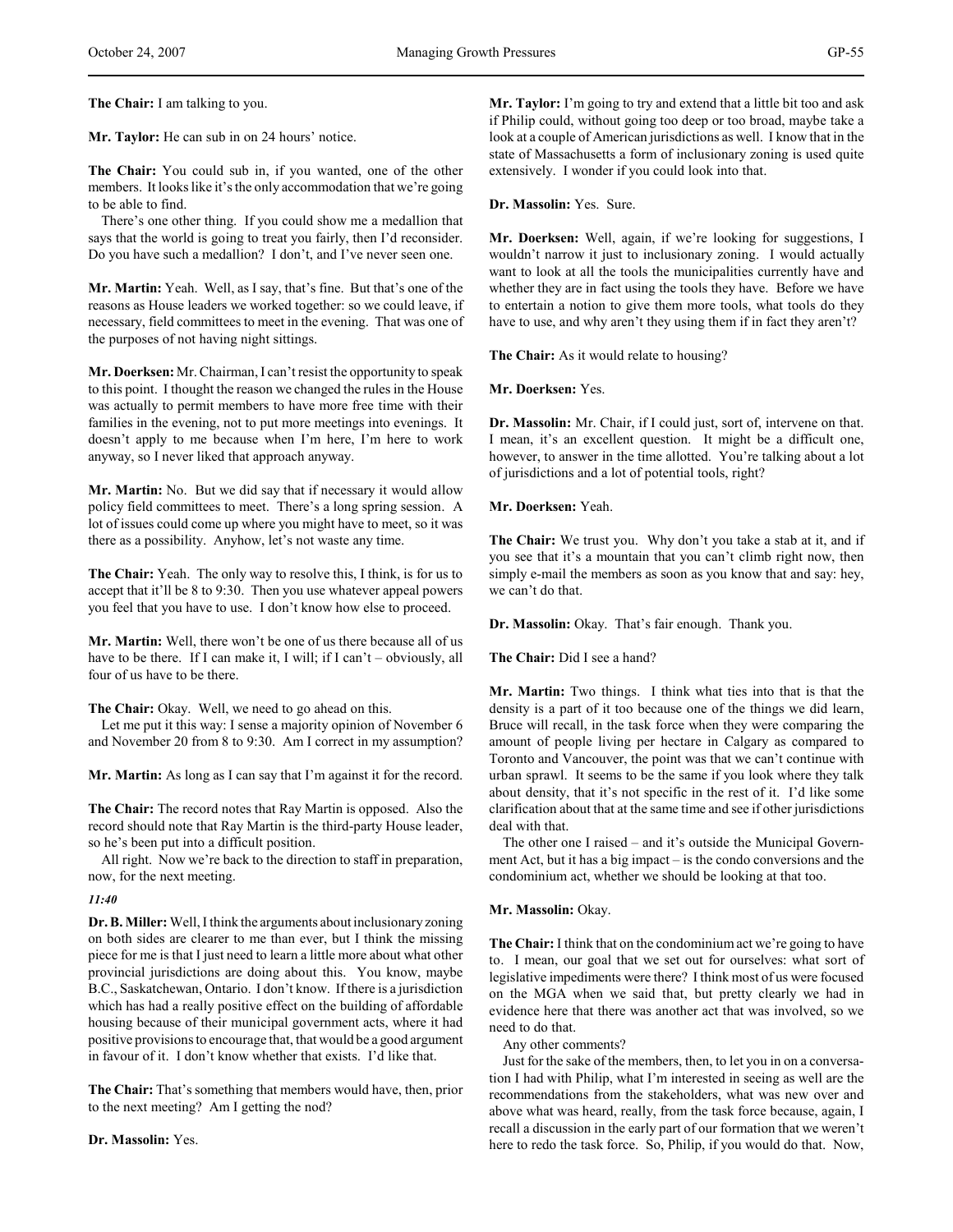**The Chair:** I am talking to you.

**Mr. Taylor:** He can sub in on 24 hours' notice.

**The Chair:** You could sub in, if you wanted, one of the other members. It looks like it's the only accommodation that we're going to be able to find.

There's one other thing. If you could show me a medallion that says that the world is going to treat you fairly, then I'd reconsider. Do you have such a medallion? I don't, and I've never seen one.

**Mr. Martin:** Yeah. Well, as I say, that's fine. But that's one of the reasons as House leaders we worked together: so we could leave, if necessary, field committees to meet in the evening. That was one of the purposes of not having night sittings.

**Mr. Doerksen:** Mr. Chairman, I can't resist the opportunity to speak to this point. I thought the reason we changed the rules in the House was actually to permit members to have more free time with their families in the evening, not to put more meetings into evenings. It doesn't apply to me because when I'm here, I'm here to work anyway, so I never liked that approach anyway.

**Mr. Martin:** No. But we did say that if necessary it would allow policy field committees to meet. There's a long spring session. A lot of issues could come up where you might have to meet, so it was there as a possibility. Anyhow, let's not waste any time.

**The Chair:** Yeah. The only way to resolve this, I think, is for us to accept that it'll be 8 to 9:30. Then you use whatever appeal powers you feel that you have to use. I don't know how else to proceed.

**Mr. Martin:** Well, there won't be one of us there because all of us have to be there. If I can make it, I will; if I can't – obviously, all four of us have to be there.

**The Chair:** Okay. Well, we need to go ahead on this.

Let me put it this way: I sense a majority opinion of November 6 and November 20 from 8 to 9:30. Am I correct in my assumption?

**Mr. Martin:** As long as I can say that I'm against it for the record.

**The Chair:** The record notes that Ray Martin is opposed. Also the record should note that Ray Martin is the third-party House leader, so he's been put into a difficult position.

All right. Now we're back to the direction to staff in preparation, now, for the next meeting.

*11:40*

**Dr. B. Miller:** Well, I think the arguments about inclusionary zoning on both sides are clearer to me than ever, but I think the missing piece for me is that I just need to learn a little more about what other provincial jurisdictions are doing about this. You know, maybe B.C., Saskatchewan, Ontario. I don't know. If there is a jurisdiction which has had a really positive effect on the building of affordable housing because of their municipal government acts, where it had positive provisions to encourage that, that would be a good argument in favour of it. I don't know whether that exists. I'd like that.

**The Chair:** That's something that members would have, then, prior to the next meeting? Am I getting the nod?

**Dr. Massolin:** Yes.

**Mr. Taylor:** I'm going to try and extend that a little bit too and ask if Philip could, without going too deep or too broad, maybe take a look at a couple of American jurisdictions as well. I know that in the state of Massachusetts a form of inclusionary zoning is used quite extensively. I wonder if you could look into that.

**Dr. Massolin:** Yes. Sure.

**Mr. Doerksen:** Well, again, if we're looking for suggestions, I wouldn't narrow it just to inclusionary zoning. I would actually want to look at all the tools the municipalities currently have and whether they are in fact using the tools they have. Before we have to entertain a notion to give them more tools, what tools do they have to use, and why aren't they using them if in fact they aren't?

**The Chair:** As it would relate to housing?

**Mr. Doerksen:** Yes.

**Dr. Massolin:** Mr. Chair, if I could just, sort of, intervene on that. I mean, it's an excellent question. It might be a difficult one, however, to answer in the time allotted. You're talking about a lot of jurisdictions and a lot of potential tools, right?

**Mr. Doerksen:** Yeah.

**The Chair:** We trust you. Why don't you take a stab at it, and if you see that it's a mountain that you can't climb right now, then simply e-mail the members as soon as you know that and say: hey, we can't do that.

**Dr. Massolin:** Okay. That's fair enough. Thank you.

**The Chair:** Did I see a hand?

**Mr. Martin:** Two things. I think what ties into that is that the density is a part of it too because one of the things we did learn, Bruce will recall, in the task force when they were comparing the amount of people living per hectare in Calgary as compared to Toronto and Vancouver, the point was that we can't continue with urban sprawl. It seems to be the same if you look where they talk about density, that it's not specific in the rest of it. I'd like some clarification about that at the same time and see if other jurisdictions deal with that.

The other one I raised – and it's outside the Municipal Government Act, but it has a big impact – is the condo conversions and the condominium act, whether we should be looking at that too.

**Mr. Massolin:** Okay.

**The Chair:** I think that on the condominium act we're going to have to. I mean, our goal that we set out for ourselves: what sort of legislative impediments were there? I think most of us were focused on the MGA when we said that, but pretty clearly we had in evidence here that there was another act that was involved, so we need to do that.

Any other comments?

Just for the sake of the members, then, to let you in on a conversation I had with Philip, what I'm interested in seeing as well are the recommendations from the stakeholders, what was new over and above what was heard, really, from the task force because, again, I recall a discussion in the early part of our formation that we weren't here to redo the task force. So, Philip, if you would do that. Now,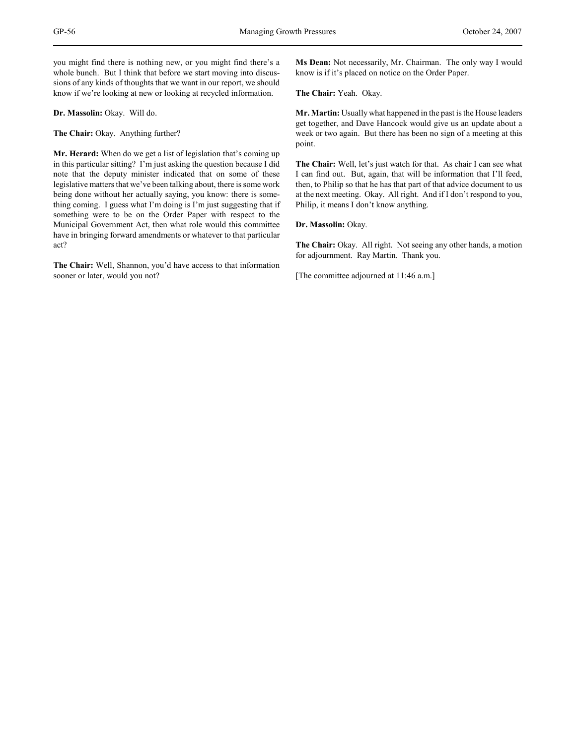you might find there is nothing new, or you might find there's a whole bunch. But I think that before we start moving into discussions of any kinds of thoughts that we want in our report, we should know if we're looking at new or looking at recycled information.

**Dr. Massolin:** Okay. Will do.

**The Chair:** Okay. Anything further?

**Mr. Herard:** When do we get a list of legislation that's coming up in this particular sitting? I'm just asking the question because I did note that the deputy minister indicated that on some of these legislative matters that we've been talking about, there is some work being done without her actually saying, you know: there is something coming. I guess what I'm doing is I'm just suggesting that if something were to be on the Order Paper with respect to the Municipal Government Act, then what role would this committee have in bringing forward amendments or whatever to that particular act?

**The Chair:** Well, Shannon, you'd have access to that information sooner or later, would you not?

**Ms Dean:** Not necessarily, Mr. Chairman. The only way I would know is if it's placed on notice on the Order Paper.

**The Chair:** Yeah. Okay.

**Mr. Martin:** Usually what happened in the past is the House leaders get together, and Dave Hancock would give us an update about a week or two again. But there has been no sign of a meeting at this point.

**The Chair:** Well, let's just watch for that. As chair I can see what I can find out. But, again, that will be information that I'll feed, then, to Philip so that he has that part of that advice document to us at the next meeting. Okay. All right. And if I don't respond to you, Philip, it means I don't know anything.

**Dr. Massolin:** Okay.

**The Chair:** Okay. All right. Not seeing any other hands, a motion for adjournment. Ray Martin. Thank you.

[The committee adjourned at 11:46 a.m.]